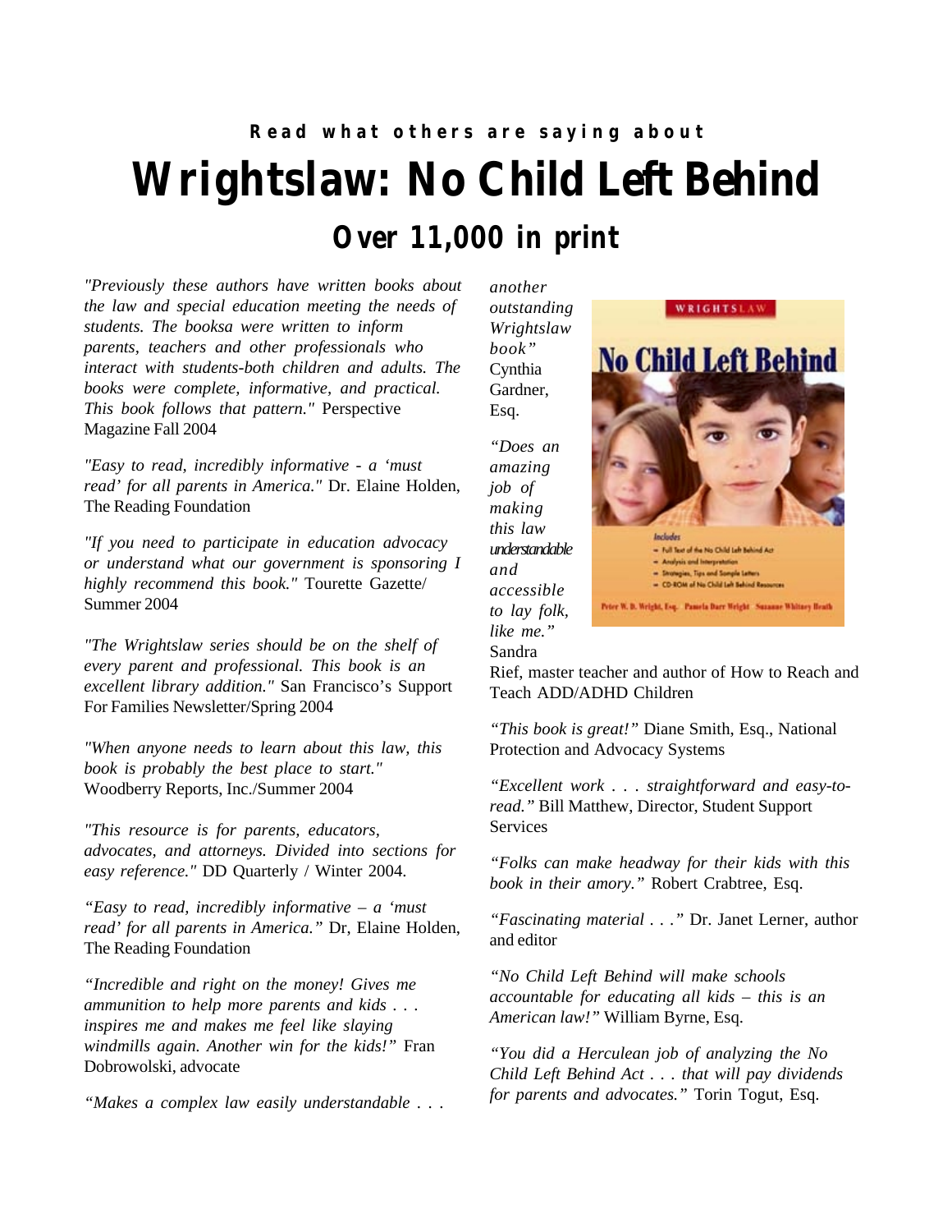**Read what others are saying about**

# Wrightslaw: No Child Left Behind

## Over 11,000 in print

*"Previously these authors have written books about the law and special education meeting the needs of students. The booksa were written to inform parents, teachers and other professionals who interact with students-both children and adults. The books were complete, informative, and practical. This book follows that pattern."* Perspective Magazine Fall 2004

*"Easy to read, incredibly informative - a 'must read' for all parents in America."* Dr. Elaine Holden, The Reading Foundation

*"If you need to participate in education advocacy or understand what our government is sponsoring I highly recommend this book."* Tourette Gazette/ Summer 2004

*"The Wrightslaw series should be on the shelf of every parent and professional. This book is an excellent library addition."* San Francisco's Support For Families Newsletter/Spring 2004

*"When anyone needs to learn about this law, this book is probably the best place to start."* Woodberry Reports, Inc./Summer 2004

*"This resource is for parents, educators, advocates, and attorneys. Divided into sections for easy reference."* DD Quarterly / Winter 2004.

*"Easy to read, incredibly informative – a 'must read' for all parents in America."* Dr, Elaine Holden, The Reading Foundation

*"Incredible and right on the money! Gives me ammunition to help more parents and kids . . . inspires me and makes me feel like slaying windmills again. Another win for the kids!"* Fran Dobrowolski, advocate

*"Makes a complex law easily understandable . . . another outstanding Wrightslaw book"* Cynthia Gardner, Esq.

*"Does an amazing job of making this law understandable and accessible to lay folk, like me."* Sandra Rief, master teacher and author of How to Reach and Teach ADD/ADHD Children

*"This book is great!"* Diane Smith, Esq., National Protection and Advocacy Systems

*"Excellent work . . . straightforward and easy-to-read."* Bill Matthew, Director, Student Support Services

*"Folks can make headway for their kids with this book in their amory."* Robert Crabtree, Esq.

*"Fascinating material . . ."* Dr. Janet Lerner, author and editor

*"No Child Left Behind will make schools accountable for educating all kids – this is an American law!"* William Byrne, Esq.

*"You did a Herculean job of analyzing the No Child Left Behind Act . . . that will pay dividends for parents and advocates."* Torin Togut, Esq.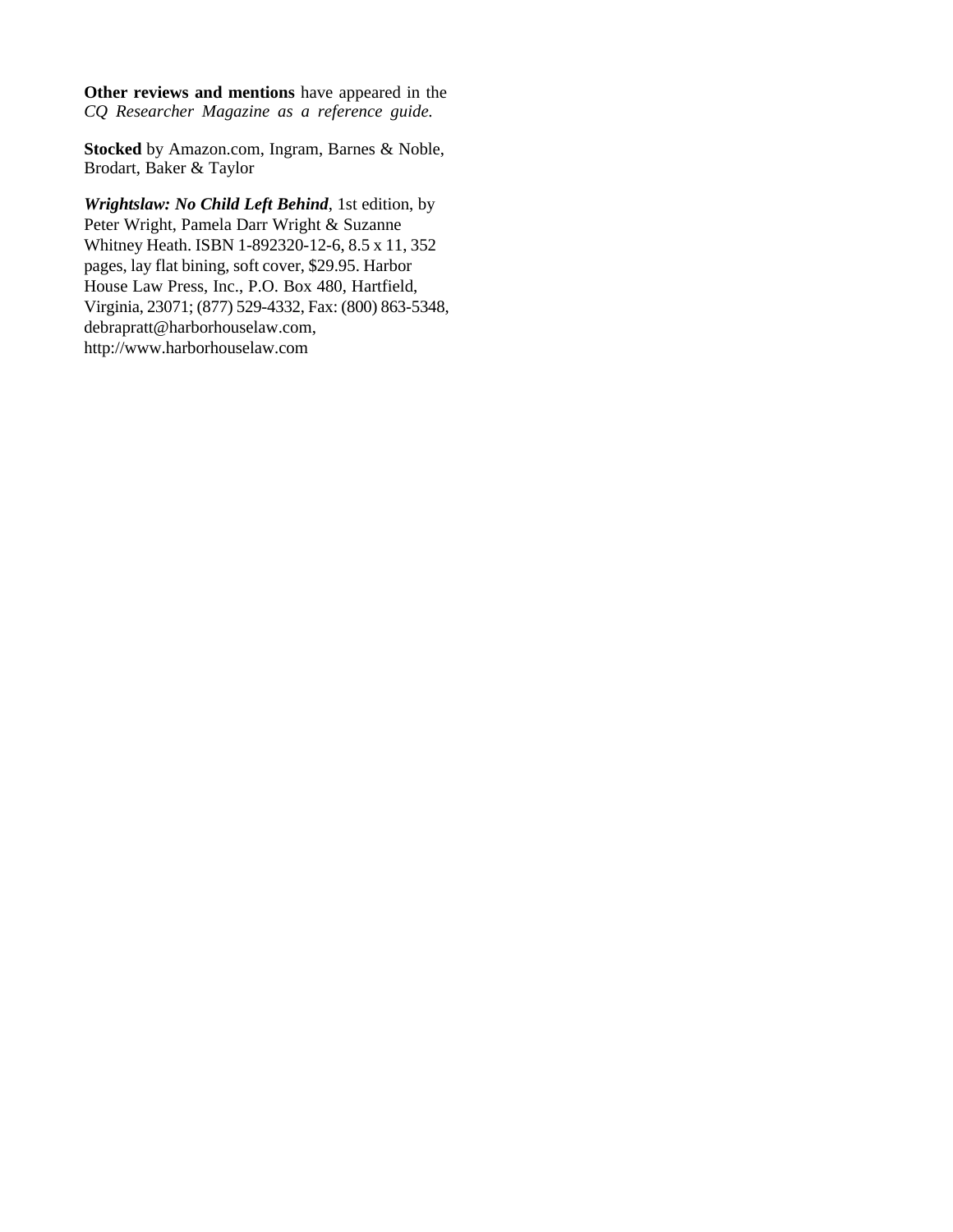**Other reviews and mentions** have appeared in the *CQ Researcher Magazine as a reference guide.*

**Stocked** by Amazon.com, Ingram, Barnes & Noble, Brodart, Baker & Taylor

***Wrightslaw: No Child Left Behind***, 1st edition, by Peter Wright, Pamela Darr Wright & Suzanne Whitney Heath. ISBN 1-892320-12-6, 8.5 x 11, 352 pages, lay flat bining, soft cover, $29.95. Harbor House Law Press, Inc., P.O. Box 480, Hartfield, Virginia, 23071; (877) 529-4332, Fax: (800) 863-5348, debrapratt@harborhouselaw.com, http://www.harborhouselaw.com